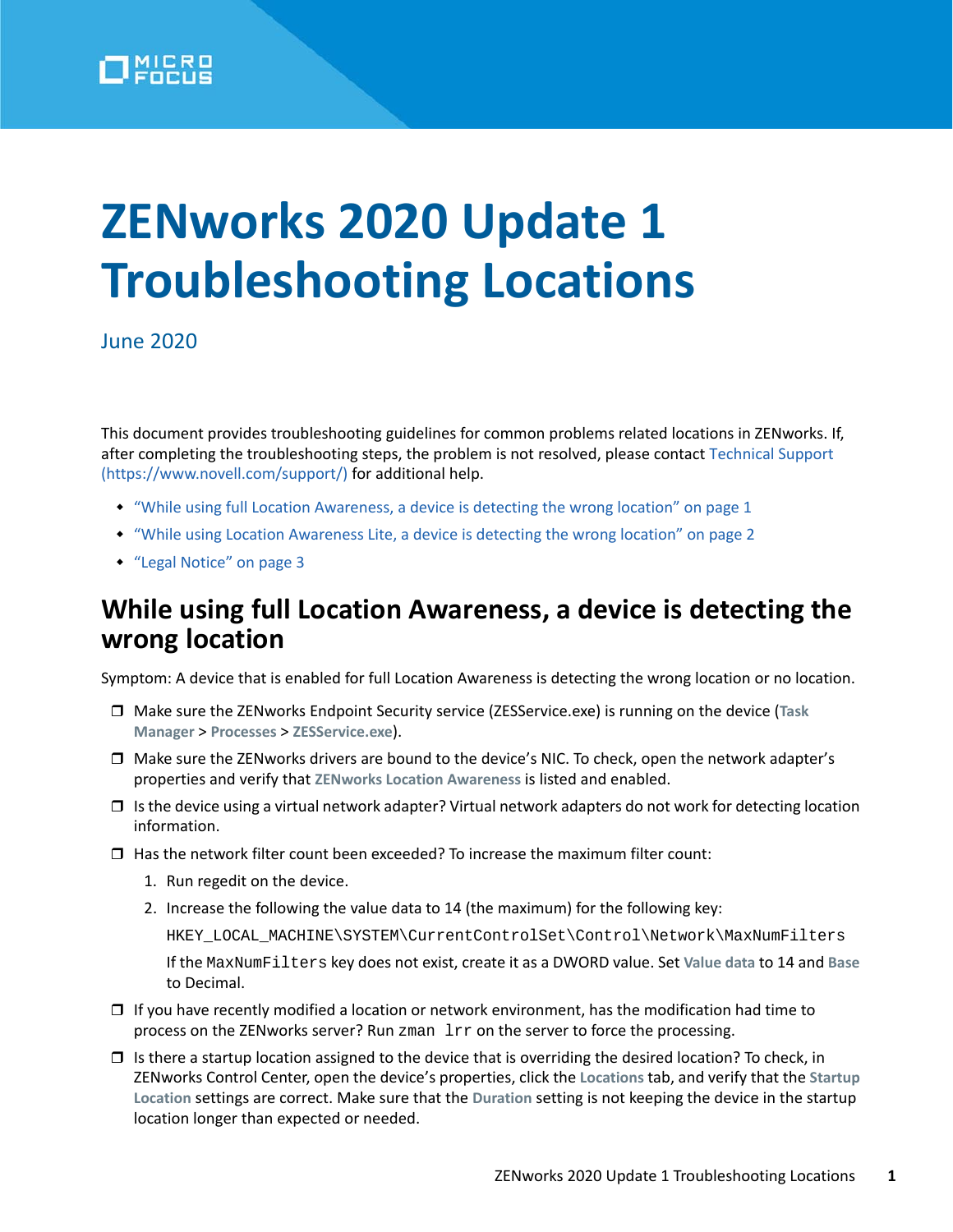# ZENworks 2020 Update 1 Troubleshooting Locations

June 2020

This document provides troubleshooting guidelines for common problems related locations in ZENworks. If, after completing the troubleshooting steps, the problem is not resolved, please contact Technical Support (https://www.novell.com/support/) for additional help.

- "While using full Location Awareness, a device is detecting the wrong location" on page 1
- "While using Location Awareness Lite, a device is detecting the wrong location" on page 2
- "Legal Notice" on page 3

## While using full Location Awareness, a device is detecting the wrong location

Symptom: A device that is enabled for full Location Awareness is detecting the wrong location or no location.

- ❒ Make sure the ZENworks Endpoint Security service (ZESService.exe) is running on the device (**Task Manager** > **Processes** > **ZESService.exe**).
- ❒ Make sure the ZENworks drivers are bound to the device's NIC. To check, open the network adapter's properties and verify that **ZENworks Location Awareness** is listed and enabled.
- ❒ Is the device using a virtual network adapter? Virtual network adapters do not work for detecting location information.
- ❒ Has the network filter count been exceeded? To increase the maximum filter count:
  1. Run regedit on the device.
  2. Increase the following the value data to 14 (the maximum) for the following key:

     `HKEY_LOCAL_MACHINE\SYSTEM\CurrentControlSet\Control\Network\MaxNumFilters`

     If the `MaxNumFilters` key does not exist, create it as a DWORD value. Set **Value data** to 14 and **Base** to Decimal.
- ❒ If you have recently modified a location or network environment, has the modification had time to process on the ZENworks server? Run `zman lrr` on the server to force the processing.
- ❒ Is there a startup location assigned to the device that is overriding the desired location? To check, in ZENworks Control Center, open the device's properties, click the **Locations** tab, and verify that the **Startup Location** settings are correct. Make sure that the **Duration** setting is not keeping the device in the startup location longer than expected or needed.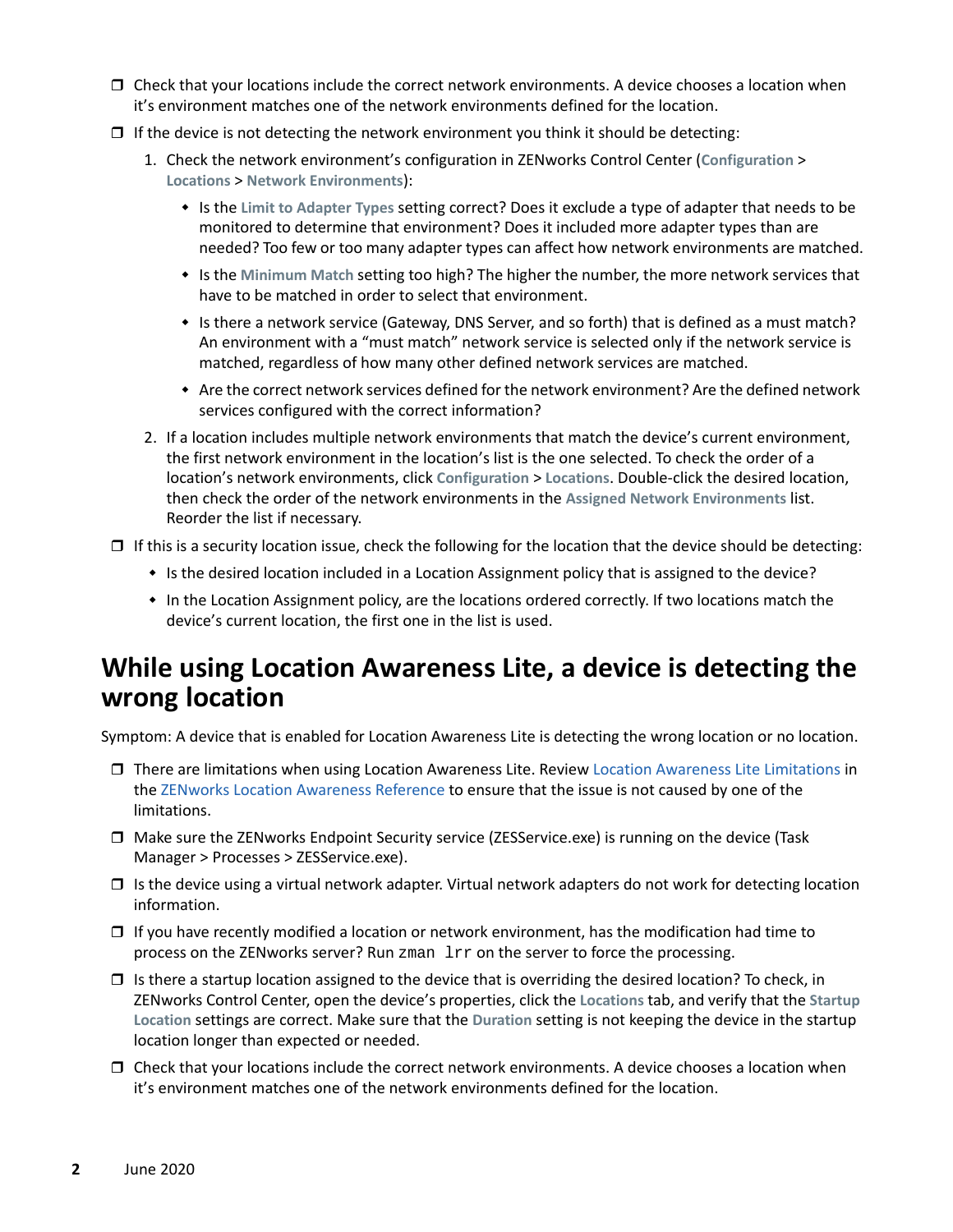- ☐ Check that your locations include the correct network environments. A device chooses a location when it's environment matches one of the network environments defined for the location.
- ☐ If the device is not detecting the network environment you think it should be detecting:
  1. Check the network environment's configuration in ZENworks Control Center (**Configuration** > **Locations** > **Network Environments**):
     - Is the **Limit to Adapter Types** setting correct? Does it exclude a type of adapter that needs to be monitored to determine that environment? Does it included more adapter types than are needed? Too few or too many adapter types can affect how network environments are matched.
     - Is the **Minimum Match** setting too high? The higher the number, the more network services that have to be matched in order to select that environment.
     - Is there a network service (Gateway, DNS Server, and so forth) that is defined as a must match? An environment with a "must match" network service is selected only if the network service is matched, regardless of how many other defined network services are matched.
     - Are the correct network services defined for the network environment? Are the defined network services configured with the correct information?
  2. If a location includes multiple network environments that match the device's current environment, the first network environment in the location's list is the one selected. To check the order of a location's network environments, click **Configuration** > **Locations**. Double-click the desired location, then check the order of the network environments in the **Assigned Network Environments** list. Reorder the list if necessary.
- ☐ If this is a security location issue, check the following for the location that the device should be detecting:
  - Is the desired location included in a Location Assignment policy that is assigned to the device?
  - In the Location Assignment policy, are the locations ordered correctly. If two locations match the device's current location, the first one in the list is used.

## While using Location Awareness Lite, a device is detecting the wrong location

Symptom: A device that is enabled for Location Awareness Lite is detecting the wrong location or no location.

- ☐ There are limitations when using Location Awareness Lite. Review Location Awareness Lite Limitations in the ZENworks Location Awareness Reference to ensure that the issue is not caused by one of the limitations.
- ☐ Make sure the ZENworks Endpoint Security service (ZESService.exe) is running on the device (Task Manager > Processes > ZESService.exe).
- ☐ Is the device using a virtual network adapter. Virtual network adapters do not work for detecting location information.
- ☐ If you have recently modified a location or network environment, has the modification had time to process on the ZENworks server? Run `zman lrr` on the server to force the processing.
- ☐ Is there a startup location assigned to the device that is overriding the desired location? To check, in ZENworks Control Center, open the device's properties, click the **Locations** tab, and verify that the **Startup Location** settings are correct. Make sure that the **Duration** setting is not keeping the device in the startup location longer than expected or needed.
- ☐ Check that your locations include the correct network environments. A device chooses a location when it's environment matches one of the network environments defined for the location.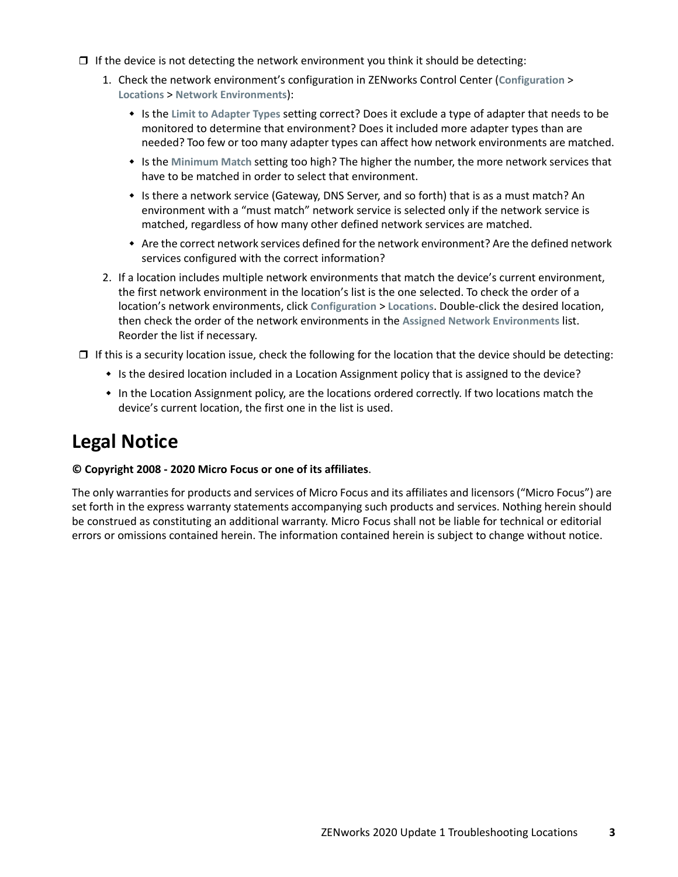- If the device is not detecting the network environment you think it should be detecting:
  1. Check the network environment's configuration in ZENworks Control Center (**Configuration** > **Locations** > **Network Environments**):
     - Is the **Limit to Adapter Types** setting correct? Does it exclude a type of adapter that needs to be monitored to determine that environment? Does it included more adapter types than are needed? Too few or too many adapter types can affect how network environments are matched.
     - Is the **Minimum Match** setting too high? The higher the number, the more network services that have to be matched in order to select that environment.
     - Is there a network service (Gateway, DNS Server, and so forth) that is as a must match? An environment with a "must match" network service is selected only if the network service is matched, regardless of how many other defined network services are matched.
     - Are the correct network services defined for the network environment? Are the defined network services configured with the correct information?
  2. If a location includes multiple network environments that match the device's current environment, the first network environment in the location's list is the one selected. To check the order of a location's network environments, click **Configuration** > **Locations**. Double-click the desired location, then check the order of the network environments in the **Assigned Network Environments** list. Reorder the list if necessary.
- If this is a security location issue, check the following for the location that the device should be detecting:
  - Is the desired location included in a Location Assignment policy that is assigned to the device?
  - In the Location Assignment policy, are the locations ordered correctly. If two locations match the device's current location, the first one in the list is used.

## Legal Notice

**© Copyright 2008 - 2020 Micro Focus or one of its affiliates**.

The only warranties for products and services of Micro Focus and its affiliates and licensors ("Micro Focus") are set forth in the express warranty statements accompanying such products and services. Nothing herein should be construed as constituting an additional warranty. Micro Focus shall not be liable for technical or editorial errors or omissions contained herein. The information contained herein is subject to change without notice.